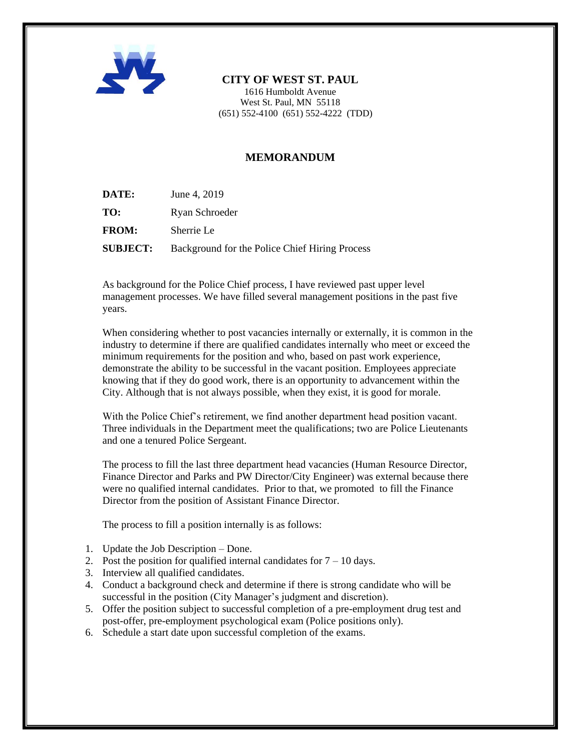**CITY OF WEST ST. PAUL**

1616 Humboldt Avenue
West St. Paul, MN 55118
(651) 552-4100 (651) 552-4222 (TDD)

## MEMORANDUM

**DATE:** June 4, 2019

**TO:** Ryan Schroeder

**FROM:** Sherrie Le

**SUBJECT:** Background for the Police Chief Hiring Process

As background for the Police Chief process, I have reviewed past upper level management processes. We have filled several management positions in the past five years.

When considering whether to post vacancies internally or externally, it is common in the industry to determine if there are qualified candidates internally who meet or exceed the minimum requirements for the position and who, based on past work experience, demonstrate the ability to be successful in the vacant position. Employees appreciate knowing that if they do good work, there is an opportunity to advancement within the City. Although that is not always possible, when they exist, it is good for morale.

With the Police Chief's retirement, we find another department head position vacant. Three individuals in the Department meet the qualifications; two are Police Lieutenants and one a tenured Police Sergeant.

The process to fill the last three department head vacancies (Human Resource Director, Finance Director and Parks and PW Director/City Engineer) was external because there were no qualified internal candidates. Prior to that, we promoted to fill the Finance Director from the position of Assistant Finance Director.

The process to fill a position internally is as follows:

1. Update the Job Description – Done.
2. Post the position for qualified internal candidates for 7 – 10 days.
3. Interview all qualified candidates.
4. Conduct a background check and determine if there is strong candidate who will be successful in the position (City Manager's judgment and discretion).
5. Offer the position subject to successful completion of a pre-employment drug test and post-offer, pre-employment psychological exam (Police positions only).
6. Schedule a start date upon successful completion of the exams.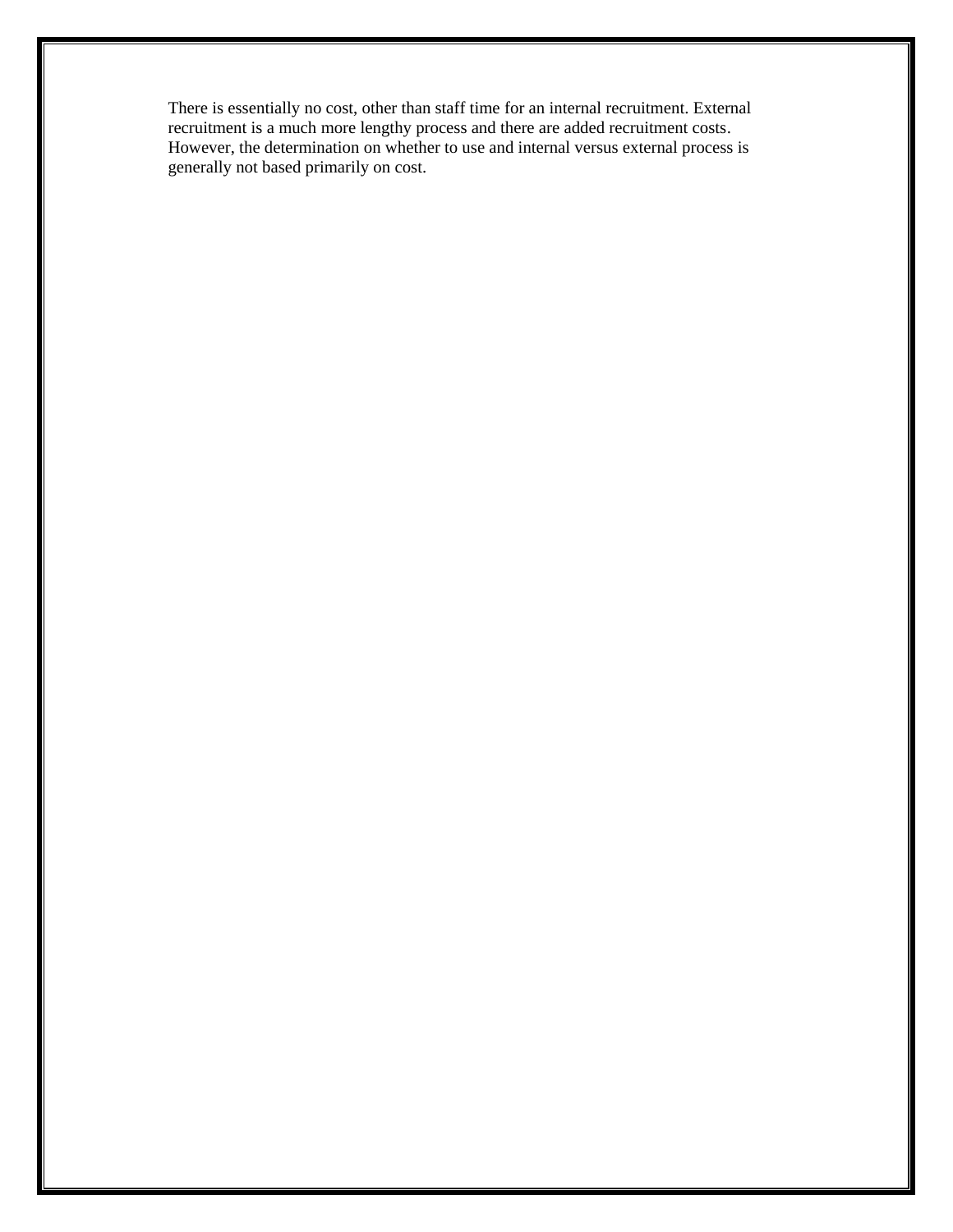There is essentially no cost, other than staff time for an internal recruitment. External recruitment is a much more lengthy process and there are added recruitment costs. However, the determination on whether to use and internal versus external process is generally not based primarily on cost.